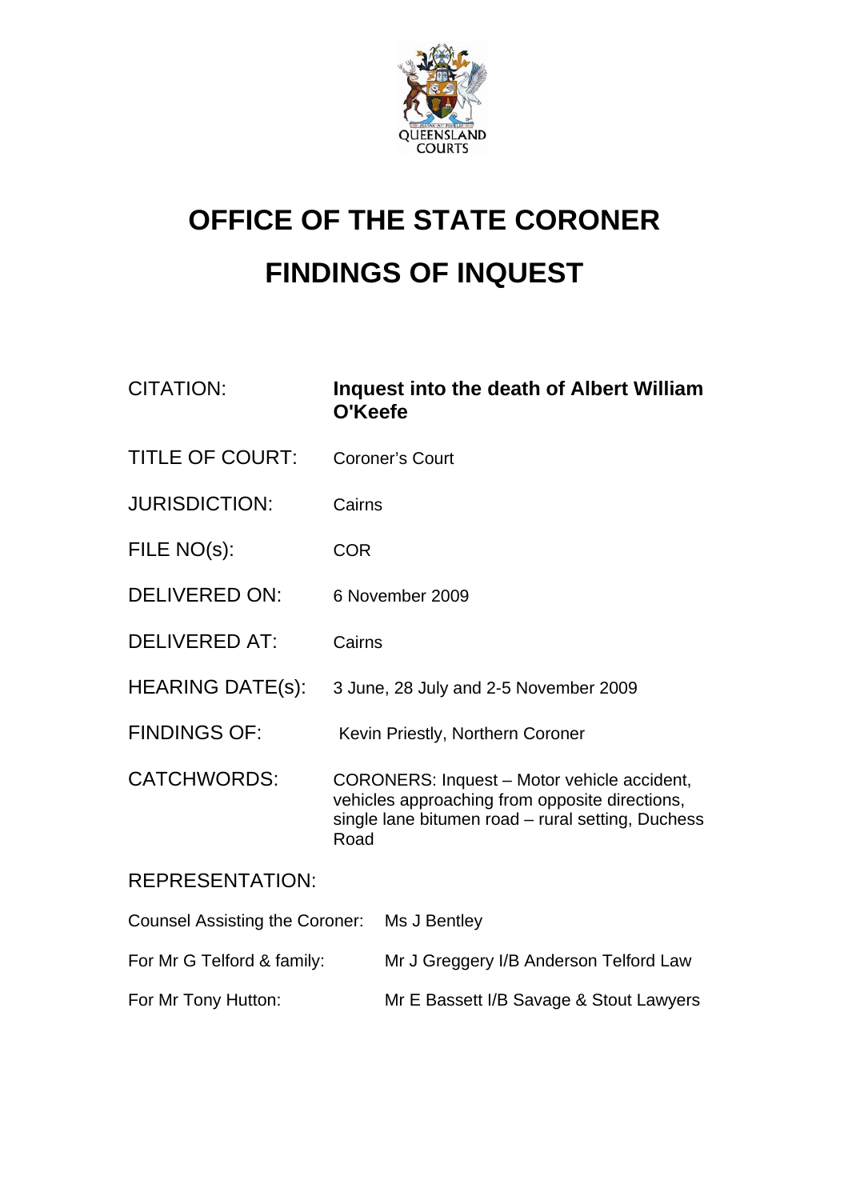QUEENSLAND COURTS

# OFFICE OF THE STATE CORONER

# FINDINGS OF INQUEST

| | |
|---|---|
| CITATION: | **Inquest into the death of Albert William O'Keefe** |
| TITLE OF COURT: | Coroner's Court |
| JURISDICTION: | Cairns |
| FILE NO(s): | COR |
| DELIVERED ON: | 6 November 2009 |
| DELIVERED AT: | Cairns |
| HEARING DATE(s): | 3 June, 28 July and 2-5 November 2009 |
| FINDINGS OF: | Kevin Priestly, Northern Coroner |
| CATCHWORDS: | CORONERS: Inquest – Motor vehicle accident, vehicles approaching from opposite directions, single lane bitumen road – rural setting, Duchess Road |

REPRESENTATION:

| | |
|---|---|
| Counsel Assisting the Coroner: | Ms J Bentley |
| For Mr G Telford & family: | Mr J Greggery I/B Anderson Telford Law |
| For Mr Tony Hutton: | Mr E Bassett I/B Savage & Stout Lawyers |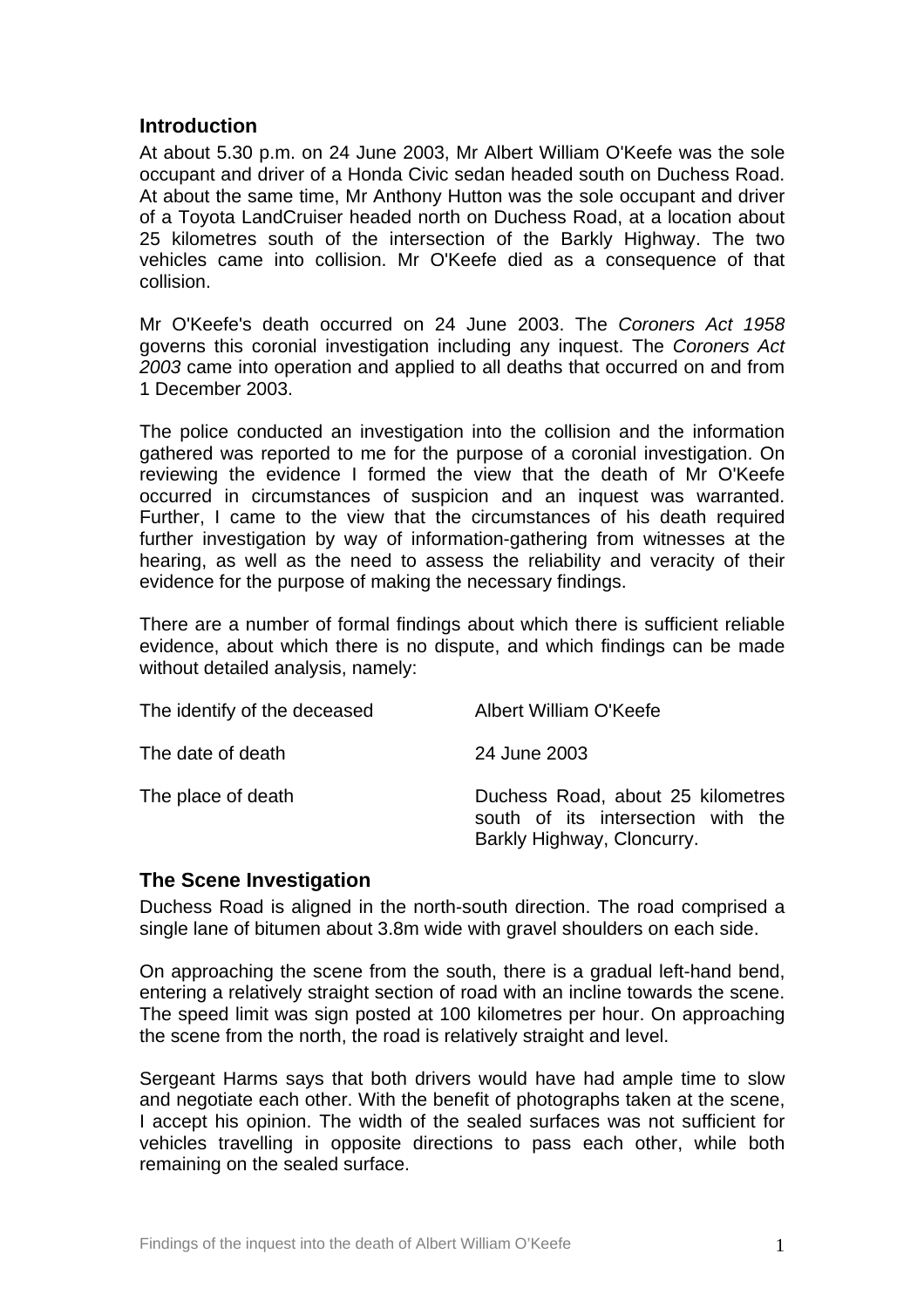## Introduction

At about 5.30 p.m. on 24 June 2003, Mr Albert William O'Keefe was the sole occupant and driver of a Honda Civic sedan headed south on Duchess Road. At about the same time, Mr Anthony Hutton was the sole occupant and driver of a Toyota LandCruiser headed north on Duchess Road, at a location about 25 kilometres south of the intersection of the Barkly Highway. The two vehicles came into collision. Mr O'Keefe died as a consequence of that collision.

Mr O'Keefe's death occurred on 24 June 2003. The *Coroners Act 1958* governs this coronial investigation including any inquest. The *Coroners Act 2003* came into operation and applied to all deaths that occurred on and from 1 December 2003.

The police conducted an investigation into the collision and the information gathered was reported to me for the purpose of a coronial investigation. On reviewing the evidence I formed the view that the death of Mr O'Keefe occurred in circumstances of suspicion and an inquest was warranted. Further, I came to the view that the circumstances of his death required further investigation by way of information-gathering from witnesses at the hearing, as well as the need to assess the reliability and veracity of their evidence for the purpose of making the necessary findings.

There are a number of formal findings about which there is sufficient reliable evidence, about which there is no dispute, and which findings can be made without detailed analysis, namely:

| | |
|---|---|
| The identify of the deceased | Albert William O'Keefe |
| The date of death | 24 June 2003 |
| The place of death | Duchess Road, about 25 kilometres south of its intersection with the Barkly Highway, Cloncurry. |

## The Scene Investigation

Duchess Road is aligned in the north-south direction. The road comprised a single lane of bitumen about 3.8m wide with gravel shoulders on each side.

On approaching the scene from the south, there is a gradual left-hand bend, entering a relatively straight section of road with an incline towards the scene. The speed limit was sign posted at 100 kilometres per hour. On approaching the scene from the north, the road is relatively straight and level.

Sergeant Harms says that both drivers would have had ample time to slow and negotiate each other. With the benefit of photographs taken at the scene, I accept his opinion. The width of the sealed surfaces was not sufficient for vehicles travelling in opposite directions to pass each other, while both remaining on the sealed surface.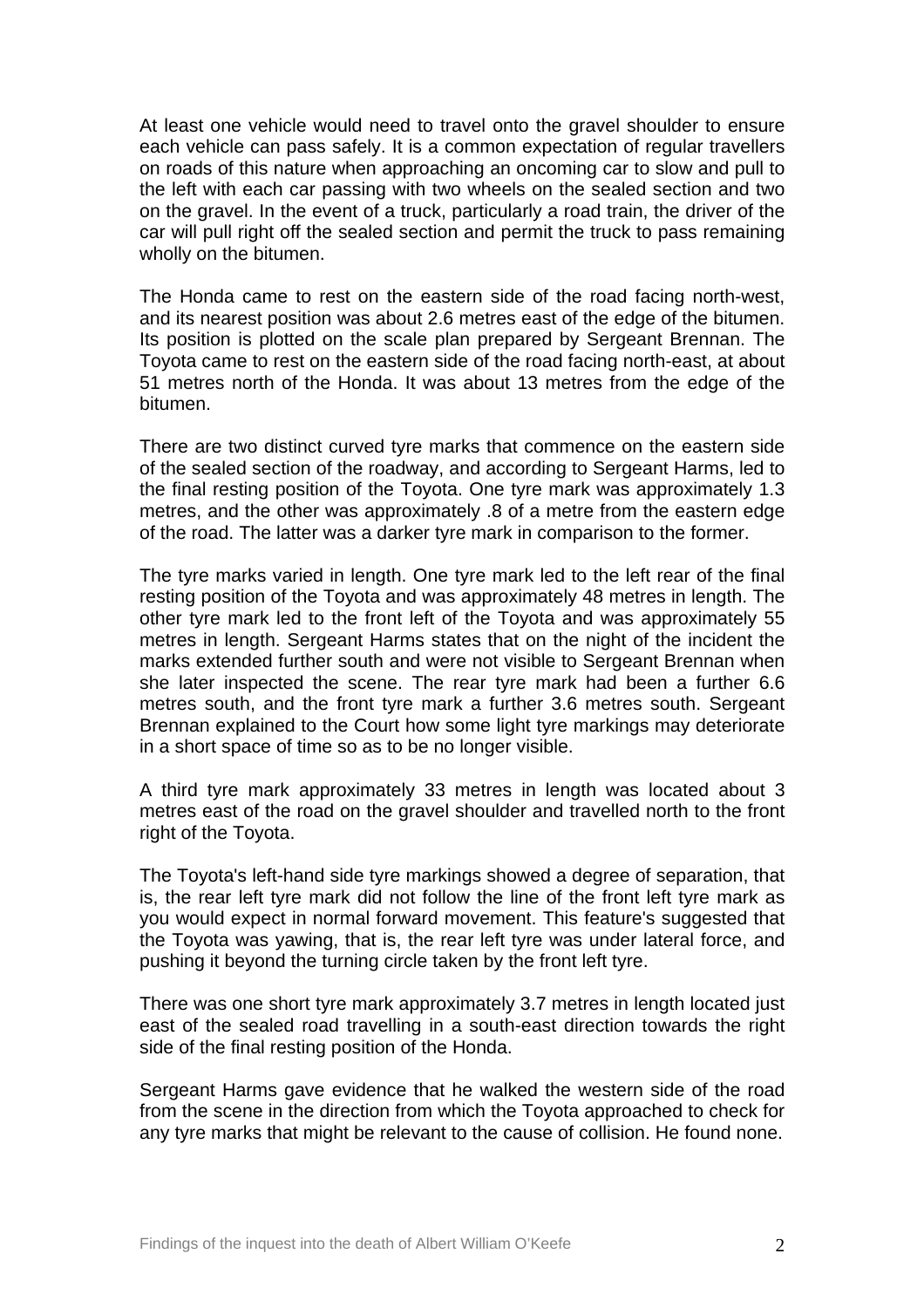At least one vehicle would need to travel onto the gravel shoulder to ensure each vehicle can pass safely. It is a common expectation of regular travellers on roads of this nature when approaching an oncoming car to slow and pull to the left with each car passing with two wheels on the sealed section and two on the gravel. In the event of a truck, particularly a road train, the driver of the car will pull right off the sealed section and permit the truck to pass remaining wholly on the bitumen.

The Honda came to rest on the eastern side of the road facing north-west, and its nearest position was about 2.6 metres east of the edge of the bitumen. Its position is plotted on the scale plan prepared by Sergeant Brennan. The Toyota came to rest on the eastern side of the road facing north-east, at about 51 metres north of the Honda. It was about 13 metres from the edge of the bitumen.

There are two distinct curved tyre marks that commence on the eastern side of the sealed section of the roadway, and according to Sergeant Harms, led to the final resting position of the Toyota. One tyre mark was approximately 1.3 metres, and the other was approximately .8 of a metre from the eastern edge of the road. The latter was a darker tyre mark in comparison to the former.

The tyre marks varied in length. One tyre mark led to the left rear of the final resting position of the Toyota and was approximately 48 metres in length. The other tyre mark led to the front left of the Toyota and was approximately 55 metres in length. Sergeant Harms states that on the night of the incident the marks extended further south and were not visible to Sergeant Brennan when she later inspected the scene. The rear tyre mark had been a further 6.6 metres south, and the front tyre mark a further 3.6 metres south. Sergeant Brennan explained to the Court how some light tyre markings may deteriorate in a short space of time so as to be no longer visible.

A third tyre mark approximately 33 metres in length was located about 3 metres east of the road on the gravel shoulder and travelled north to the front right of the Toyota.

The Toyota's left-hand side tyre markings showed a degree of separation, that is, the rear left tyre mark did not follow the line of the front left tyre mark as you would expect in normal forward movement. This feature's suggested that the Toyota was yawing, that is, the rear left tyre was under lateral force, and pushing it beyond the turning circle taken by the front left tyre.

There was one short tyre mark approximately 3.7 metres in length located just east of the sealed road travelling in a south-east direction towards the right side of the final resting position of the Honda.

Sergeant Harms gave evidence that he walked the western side of the road from the scene in the direction from which the Toyota approached to check for any tyre marks that might be relevant to the cause of collision. He found none.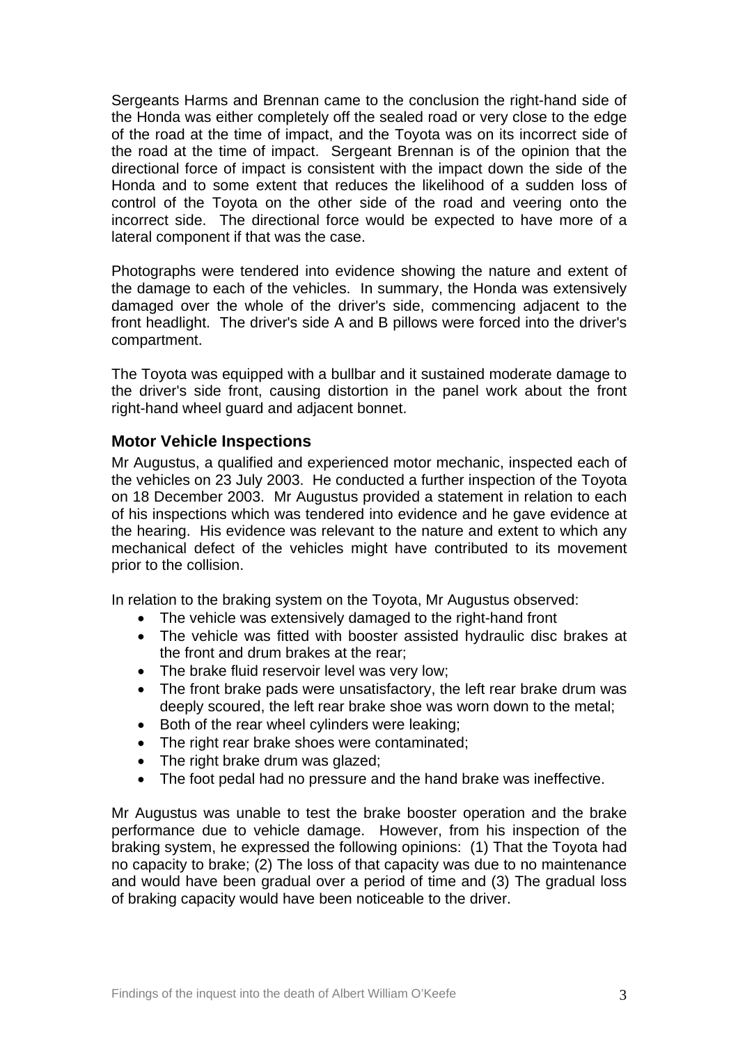Sergeants Harms and Brennan came to the conclusion the right-hand side of the Honda was either completely off the sealed road or very close to the edge of the road at the time of impact, and the Toyota was on its incorrect side of the road at the time of impact. Sergeant Brennan is of the opinion that the directional force of impact is consistent with the impact down the side of the Honda and to some extent that reduces the likelihood of a sudden loss of control of the Toyota on the other side of the road and veering onto the incorrect side. The directional force would be expected to have more of a lateral component if that was the case.

Photographs were tendered into evidence showing the nature and extent of the damage to each of the vehicles. In summary, the Honda was extensively damaged over the whole of the driver's side, commencing adjacent to the front headlight. The driver's side A and B pillows were forced into the driver's compartment.

The Toyota was equipped with a bullbar and it sustained moderate damage to the driver's side front, causing distortion in the panel work about the front right-hand wheel guard and adjacent bonnet.

## Motor Vehicle Inspections

Mr Augustus, a qualified and experienced motor mechanic, inspected each of the vehicles on 23 July 2003. He conducted a further inspection of the Toyota on 18 December 2003. Mr Augustus provided a statement in relation to each of his inspections which was tendered into evidence and he gave evidence at the hearing. His evidence was relevant to the nature and extent to which any mechanical defect of the vehicles might have contributed to its movement prior to the collision.

In relation to the braking system on the Toyota, Mr Augustus observed:

- The vehicle was extensively damaged to the right-hand front
- The vehicle was fitted with booster assisted hydraulic disc brakes at the front and drum brakes at the rear;
- The brake fluid reservoir level was very low;
- The front brake pads were unsatisfactory, the left rear brake drum was deeply scoured, the left rear brake shoe was worn down to the metal;
- Both of the rear wheel cylinders were leaking;
- The right rear brake shoes were contaminated;
- The right brake drum was glazed;
- The foot pedal had no pressure and the hand brake was ineffective.

Mr Augustus was unable to test the brake booster operation and the brake performance due to vehicle damage. However, from his inspection of the braking system, he expressed the following opinions: (1) That the Toyota had no capacity to brake; (2) The loss of that capacity was due to no maintenance and would have been gradual over a period of time and (3) The gradual loss of braking capacity would have been noticeable to the driver.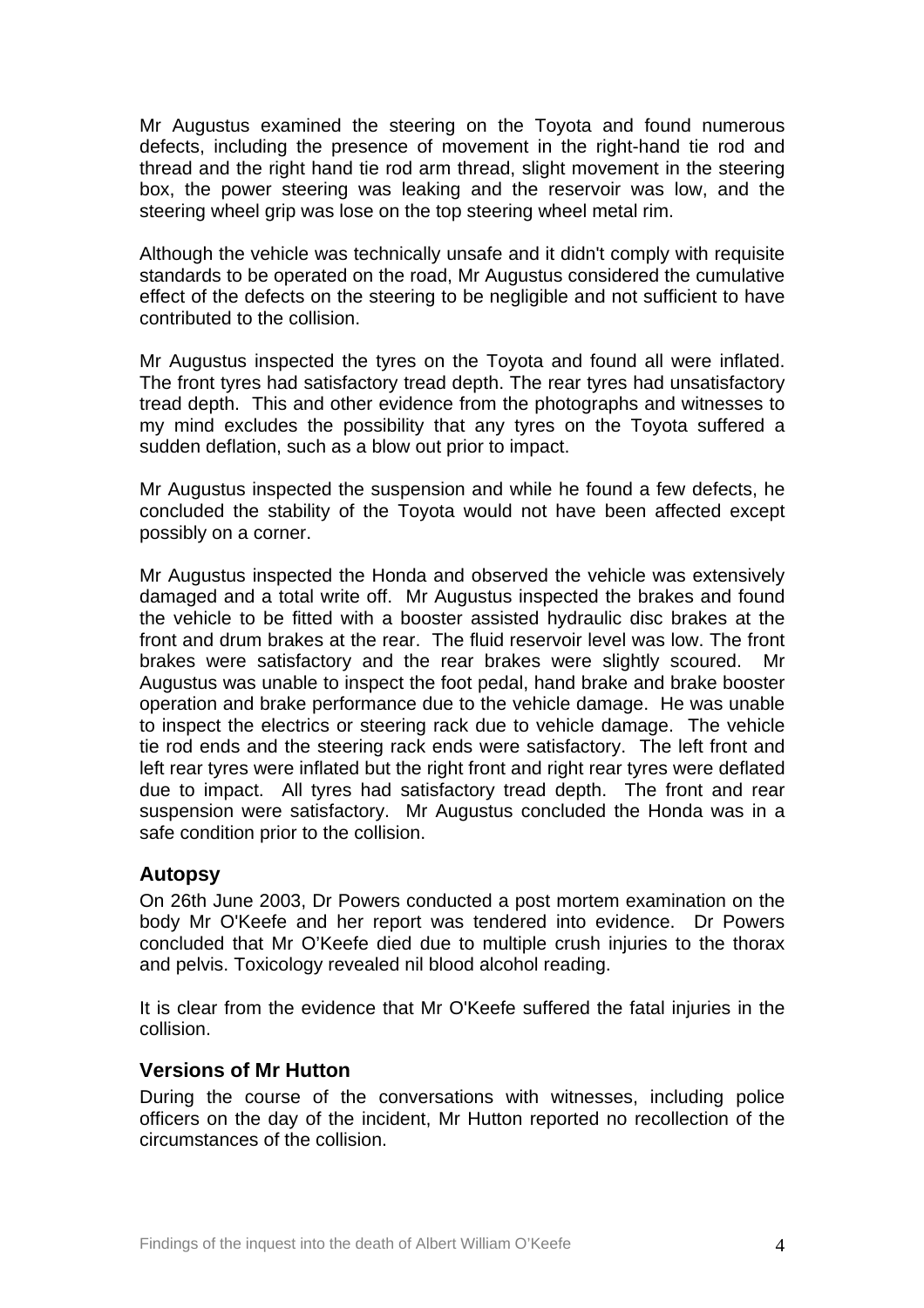Mr Augustus examined the steering on the Toyota and found numerous defects, including the presence of movement in the right-hand tie rod and thread and the right hand tie rod arm thread, slight movement in the steering box, the power steering was leaking and the reservoir was low, and the steering wheel grip was lose on the top steering wheel metal rim.

Although the vehicle was technically unsafe and it didn't comply with requisite standards to be operated on the road, Mr Augustus considered the cumulative effect of the defects on the steering to be negligible and not sufficient to have contributed to the collision.

Mr Augustus inspected the tyres on the Toyota and found all were inflated. The front tyres had satisfactory tread depth. The rear tyres had unsatisfactory tread depth. This and other evidence from the photographs and witnesses to my mind excludes the possibility that any tyres on the Toyota suffered a sudden deflation, such as a blow out prior to impact.

Mr Augustus inspected the suspension and while he found a few defects, he concluded the stability of the Toyota would not have been affected except possibly on a corner.

Mr Augustus inspected the Honda and observed the vehicle was extensively damaged and a total write off. Mr Augustus inspected the brakes and found the vehicle to be fitted with a booster assisted hydraulic disc brakes at the front and drum brakes at the rear. The fluid reservoir level was low. The front brakes were satisfactory and the rear brakes were slightly scoured. Mr Augustus was unable to inspect the foot pedal, hand brake and brake booster operation and brake performance due to the vehicle damage. He was unable to inspect the electrics or steering rack due to vehicle damage. The vehicle tie rod ends and the steering rack ends were satisfactory. The left front and left rear tyres were inflated but the right front and right rear tyres were deflated due to impact. All tyres had satisfactory tread depth. The front and rear suspension were satisfactory. Mr Augustus concluded the Honda was in a safe condition prior to the collision.

### Autopsy

On 26th June 2003, Dr Powers conducted a post mortem examination on the body Mr O'Keefe and her report was tendered into evidence. Dr Powers concluded that Mr O'Keefe died due to multiple crush injuries to the thorax and pelvis. Toxicology revealed nil blood alcohol reading.

It is clear from the evidence that Mr O'Keefe suffered the fatal injuries in the collision.

### Versions of Mr Hutton

During the course of the conversations with witnesses, including police officers on the day of the incident, Mr Hutton reported no recollection of the circumstances of the collision.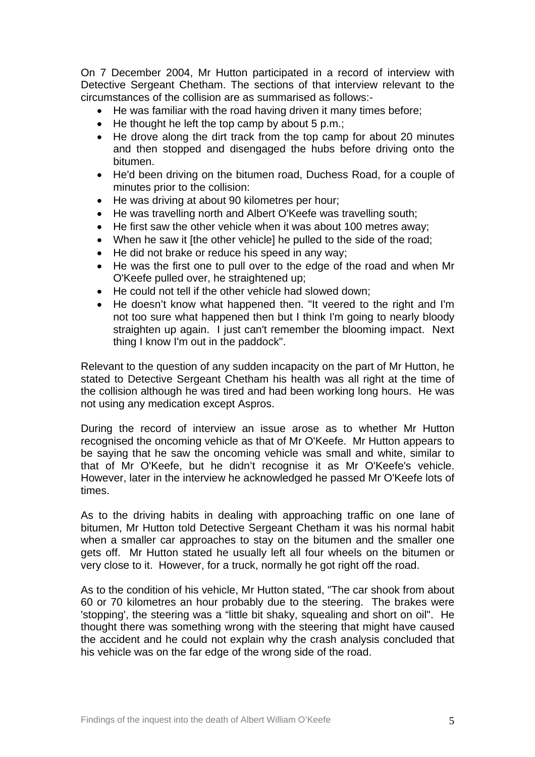On 7 December 2004, Mr Hutton participated in a record of interview with Detective Sergeant Chetham. The sections of that interview relevant to the circumstances of the collision are as summarised as follows:-

- He was familiar with the road having driven it many times before;
- He thought he left the top camp by about 5 p.m.;
- He drove along the dirt track from the top camp for about 20 minutes and then stopped and disengaged the hubs before driving onto the bitumen.
- He'd been driving on the bitumen road, Duchess Road, for a couple of minutes prior to the collision:
- He was driving at about 90 kilometres per hour;
- He was travelling north and Albert O'Keefe was travelling south;
- He first saw the other vehicle when it was about 100 metres away;
- When he saw it [the other vehicle] he pulled to the side of the road;
- He did not brake or reduce his speed in any way;
- He was the first one to pull over to the edge of the road and when Mr O'Keefe pulled over, he straightened up;
- He could not tell if the other vehicle had slowed down;
- He doesn't know what happened then. "It veered to the right and I'm not too sure what happened then but I think I'm going to nearly bloody straighten up again. I just can't remember the blooming impact. Next thing I know I'm out in the paddock".

Relevant to the question of any sudden incapacity on the part of Mr Hutton, he stated to Detective Sergeant Chetham his health was all right at the time of the collision although he was tired and had been working long hours. He was not using any medication except Aspros.

During the record of interview an issue arose as to whether Mr Hutton recognised the oncoming vehicle as that of Mr O'Keefe. Mr Hutton appears to be saying that he saw the oncoming vehicle was small and white, similar to that of Mr O'Keefe, but he didn't recognise it as Mr O'Keefe's vehicle. However, later in the interview he acknowledged he passed Mr O'Keefe lots of times.

As to the driving habits in dealing with approaching traffic on one lane of bitumen, Mr Hutton told Detective Sergeant Chetham it was his normal habit when a smaller car approaches to stay on the bitumen and the smaller one gets off. Mr Hutton stated he usually left all four wheels on the bitumen or very close to it. However, for a truck, normally he got right off the road.

As to the condition of his vehicle, Mr Hutton stated, "The car shook from about 60 or 70 kilometres an hour probably due to the steering. The brakes were 'stopping', the steering was a "little bit shaky, squealing and short on oil". He thought there was something wrong with the steering that might have caused the accident and he could not explain why the crash analysis concluded that his vehicle was on the far edge of the wrong side of the road.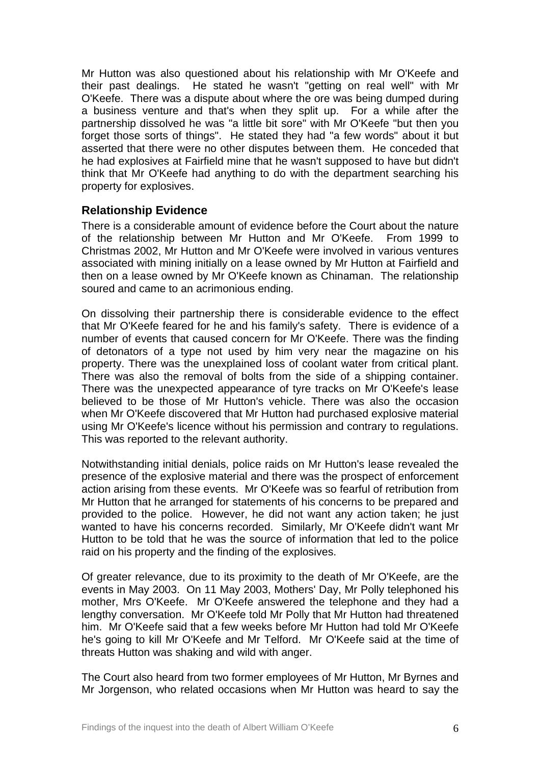Mr Hutton was also questioned about his relationship with Mr O'Keefe and their past dealings. He stated he wasn't "getting on real well" with Mr O'Keefe. There was a dispute about where the ore was being dumped during a business venture and that's when they split up. For a while after the partnership dissolved he was "a little bit sore" with Mr O'Keefe "but then you forget those sorts of things". He stated they had "a few words" about it but asserted that there were no other disputes between them. He conceded that he had explosives at Fairfield mine that he wasn't supposed to have but didn't think that Mr O'Keefe had anything to do with the department searching his property for explosives.

## Relationship Evidence

There is a considerable amount of evidence before the Court about the nature of the relationship between Mr Hutton and Mr O'Keefe. From 1999 to Christmas 2002, Mr Hutton and Mr O'Keefe were involved in various ventures associated with mining initially on a lease owned by Mr Hutton at Fairfield and then on a lease owned by Mr O'Keefe known as Chinaman. The relationship soured and came to an acrimonious ending.

On dissolving their partnership there is considerable evidence to the effect that Mr O'Keefe feared for he and his family's safety. There is evidence of a number of events that caused concern for Mr O'Keefe. There was the finding of detonators of a type not used by him very near the magazine on his property. There was the unexplained loss of coolant water from critical plant. There was also the removal of bolts from the side of a shipping container. There was the unexpected appearance of tyre tracks on Mr O'Keefe's lease believed to be those of Mr Hutton's vehicle. There was also the occasion when Mr O'Keefe discovered that Mr Hutton had purchased explosive material using Mr O'Keefe's licence without his permission and contrary to regulations. This was reported to the relevant authority.

Notwithstanding initial denials, police raids on Mr Hutton's lease revealed the presence of the explosive material and there was the prospect of enforcement action arising from these events. Mr O'Keefe was so fearful of retribution from Mr Hutton that he arranged for statements of his concerns to be prepared and provided to the police. However, he did not want any action taken; he just wanted to have his concerns recorded. Similarly, Mr O'Keefe didn't want Mr Hutton to be told that he was the source of information that led to the police raid on his property and the finding of the explosives.

Of greater relevance, due to its proximity to the death of Mr O'Keefe, are the events in May 2003. On 11 May 2003, Mothers' Day, Mr Polly telephoned his mother, Mrs O'Keefe. Mr O'Keefe answered the telephone and they had a lengthy conversation. Mr O'Keefe told Mr Polly that Mr Hutton had threatened him. Mr O'Keefe said that a few weeks before Mr Hutton had told Mr O'Keefe he's going to kill Mr O'Keefe and Mr Telford. Mr O'Keefe said at the time of threats Hutton was shaking and wild with anger.

The Court also heard from two former employees of Mr Hutton, Mr Byrnes and Mr Jorgenson, who related occasions when Mr Hutton was heard to say the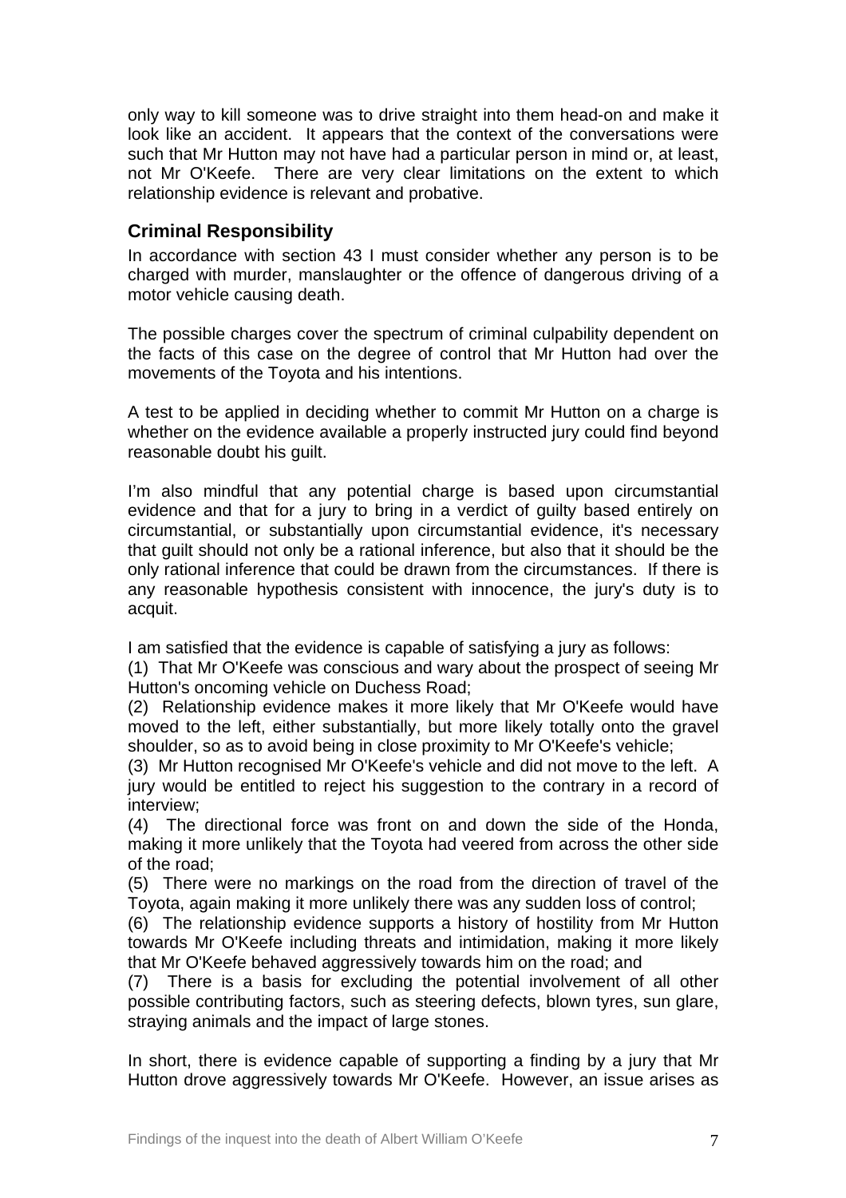only way to kill someone was to drive straight into them head-on and make it look like an accident. It appears that the context of the conversations were such that Mr Hutton may not have had a particular person in mind or, at least, not Mr O'Keefe. There are very clear limitations on the extent to which relationship evidence is relevant and probative.

## Criminal Responsibility

In accordance with section 43 I must consider whether any person is to be charged with murder, manslaughter or the offence of dangerous driving of a motor vehicle causing death.

The possible charges cover the spectrum of criminal culpability dependent on the facts of this case on the degree of control that Mr Hutton had over the movements of the Toyota and his intentions.

A test to be applied in deciding whether to commit Mr Hutton on a charge is whether on the evidence available a properly instructed jury could find beyond reasonable doubt his guilt.

I'm also mindful that any potential charge is based upon circumstantial evidence and that for a jury to bring in a verdict of guilty based entirely on circumstantial, or substantially upon circumstantial evidence, it's necessary that guilt should not only be a rational inference, but also that it should be the only rational inference that could be drawn from the circumstances. If there is any reasonable hypothesis consistent with innocence, the jury's duty is to acquit.

I am satisfied that the evidence is capable of satisfying a jury as follows:

(1) That Mr O'Keefe was conscious and wary about the prospect of seeing Mr Hutton's oncoming vehicle on Duchess Road;

(2) Relationship evidence makes it more likely that Mr O'Keefe would have moved to the left, either substantially, but more likely totally onto the gravel shoulder, so as to avoid being in close proximity to Mr O'Keefe's vehicle;

(3) Mr Hutton recognised Mr O'Keefe's vehicle and did not move to the left. A jury would be entitled to reject his suggestion to the contrary in a record of interview;

(4) The directional force was front on and down the side of the Honda, making it more unlikely that the Toyota had veered from across the other side of the road;

(5) There were no markings on the road from the direction of travel of the Toyota, again making it more unlikely there was any sudden loss of control;

(6) The relationship evidence supports a history of hostility from Mr Hutton towards Mr O'Keefe including threats and intimidation, making it more likely that Mr O'Keefe behaved aggressively towards him on the road; and

(7) There is a basis for excluding the potential involvement of all other possible contributing factors, such as steering defects, blown tyres, sun glare, straying animals and the impact of large stones.

In short, there is evidence capable of supporting a finding by a jury that Mr Hutton drove aggressively towards Mr O'Keefe. However, an issue arises as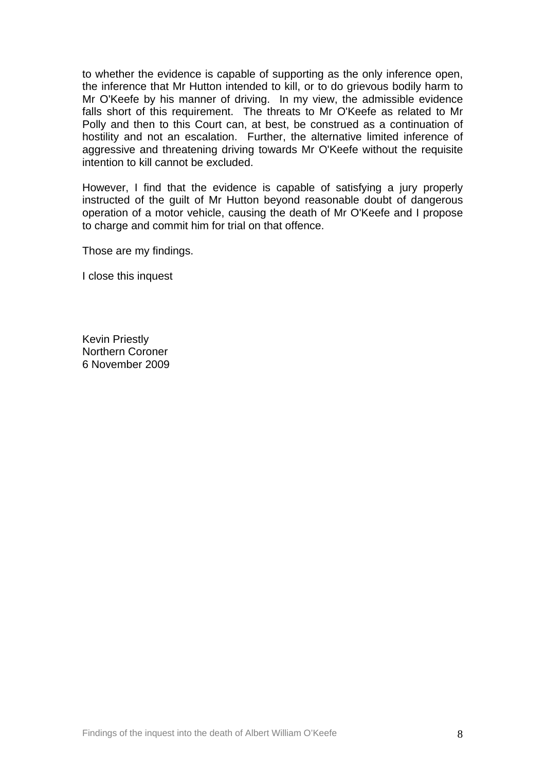to whether the evidence is capable of supporting as the only inference open, the inference that Mr Hutton intended to kill, or to do grievous bodily harm to Mr O'Keefe by his manner of driving. In my view, the admissible evidence falls short of this requirement. The threats to Mr O'Keefe as related to Mr Polly and then to this Court can, at best, be construed as a continuation of hostility and not an escalation. Further, the alternative limited inference of aggressive and threatening driving towards Mr O'Keefe without the requisite intention to kill cannot be excluded.

However, I find that the evidence is capable of satisfying a jury properly instructed of the guilt of Mr Hutton beyond reasonable doubt of dangerous operation of a motor vehicle, causing the death of Mr O'Keefe and I propose to charge and commit him for trial on that offence.

Those are my findings.

I close this inquest

Kevin Priestly  
Northern Coroner  
6 November 2009